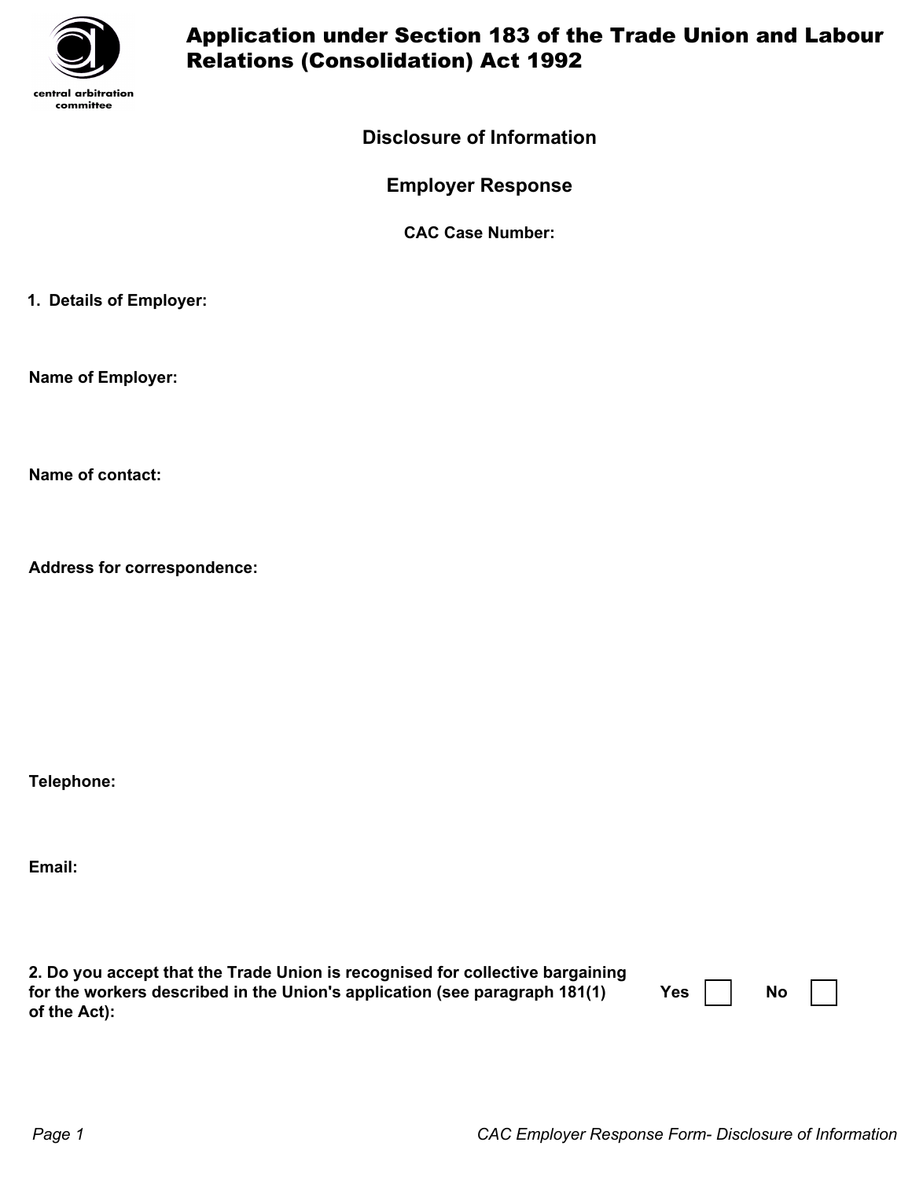central arbitration committee

# Application under Section 183 of the Trade Union and Labour Relations (Consolidation) Act 1992

## Disclosure of Information

## Employer Response

**CAC Case Number:**

**1. Details of Employer:**

**Name of Employer:**

**Name of contact:**

**Address for correspondence:**

**Telephone:**

**Email:**

**2. Do you accept that the Trade Union is recognised for collective bargaining for the workers described in the Union's application (see paragraph 181(1) of the Act):** **Yes** ☐ **No** ☐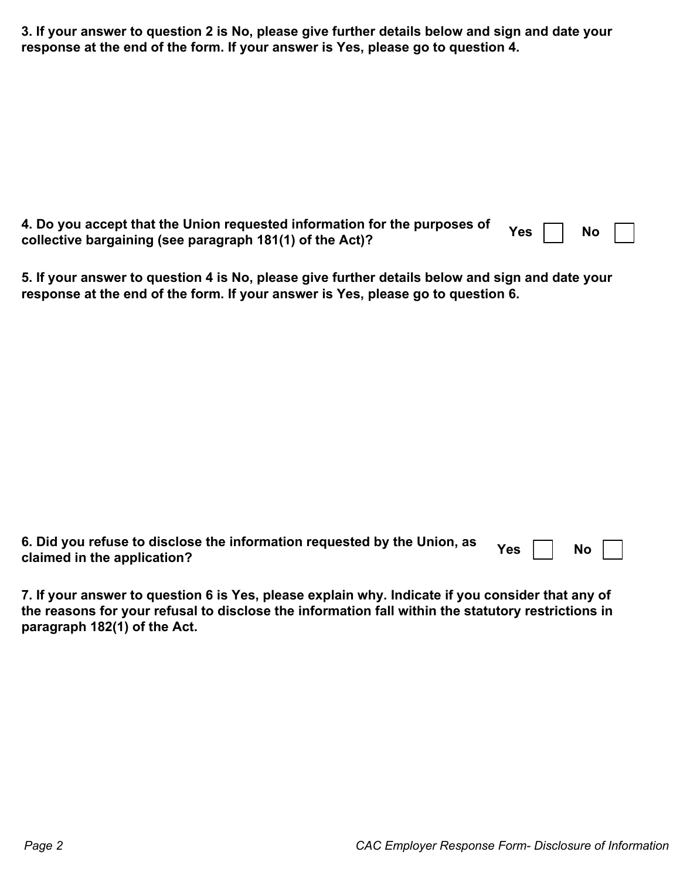**3. If your answer to question 2 is No, please give further details below and sign and date your response at the end of the form. If your answer is Yes, please go to question 4.**

**4. Do you accept that the Union requested information for the purposes of collective bargaining (see paragraph 181(1) of the Act)?** Yes ☐ No ☐

**5. If your answer to question 4 is No, please give further details below and sign and date your response at the end of the form. If your answer is Yes, please go to question 6.**

**6. Did you refuse to disclose the information requested by the Union, as claimed in the application?** Yes ☐ No ☐

**7. If your answer to question 6 is Yes, please explain why. Indicate if you consider that any of the reasons for your refusal to disclose the information fall within the statutory restrictions in paragraph 182(1) of the Act.**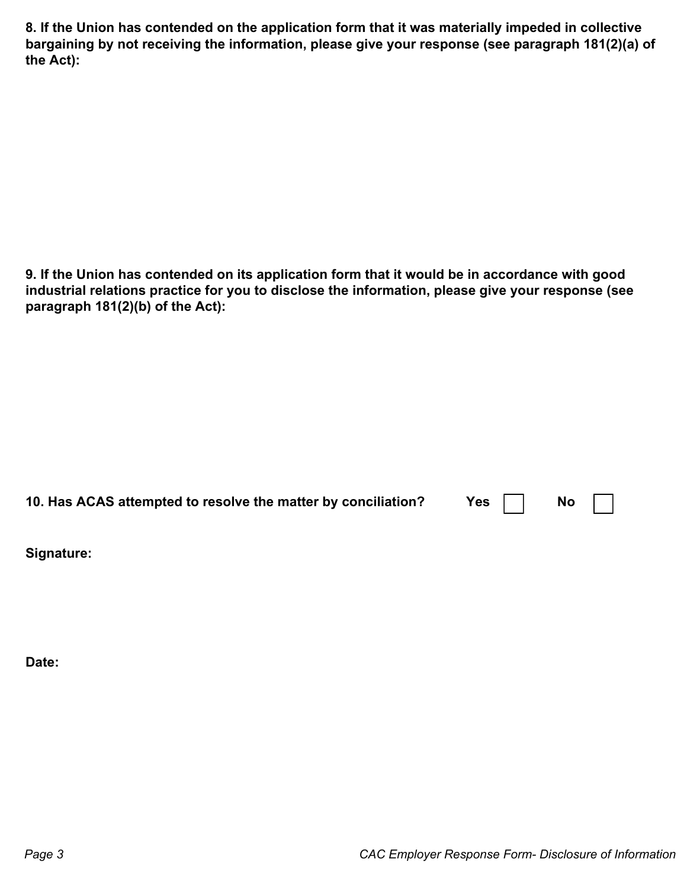**8. If the Union has contended on the application form that it was materially impeded in collective bargaining by not receiving the information, please give your response (see paragraph 181(2)(a) of the Act):**

**9. If the Union has contended on its application form that it would be in accordance with good industrial relations practice for you to disclose the information, please give your response (see paragraph 181(2)(b) of the Act):**

**10. Has ACAS attempted to resolve the matter by conciliation?** **Yes** ☐ **No** ☐

**Signature:**

**Date:**